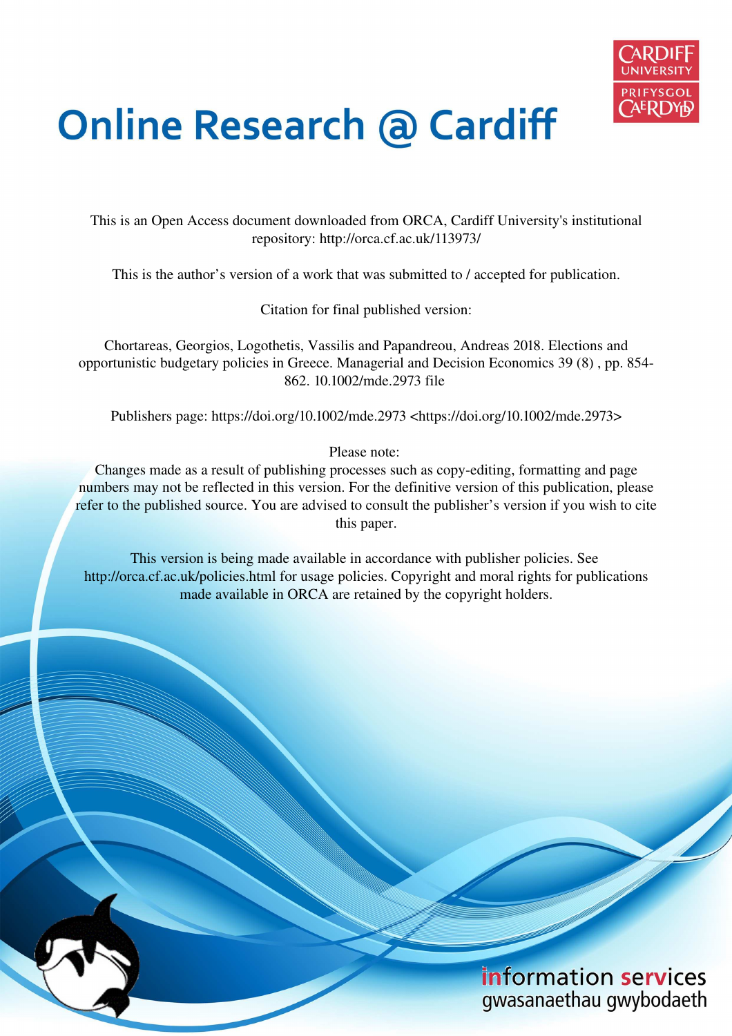# Online Research @ Cardiff

This is an Open Access document downloaded from ORCA, Cardiff University's institutional repository: http://orca.cf.ac.uk/113973/

This is the author's version of a work that was submitted to / accepted for publication.

Citation for final published version:

Chortareas, Georgios, Logothetis, Vassilis and Papandreou, Andreas 2018. Elections and opportunistic budgetary policies in Greece. Managerial and Decision Economics 39 (8) , pp. 854-862. 10.1002/mde.2973 file

Publishers page: https://doi.org/10.1002/mde.2973 <https://doi.org/10.1002/mde.2973>

Please note:
Changes made as a result of publishing processes such as copy-editing, formatting and page numbers may not be reflected in this version. For the definitive version of this publication, please refer to the published source. You are advised to consult the publisher's version if you wish to cite this paper.

This version is being made available in accordance with publisher policies. See http://orca.cf.ac.uk/policies.html for usage policies. Copyright and moral rights for publications made available in ORCA are retained by the copyright holders.

information services
gwasanaethau gwybodaeth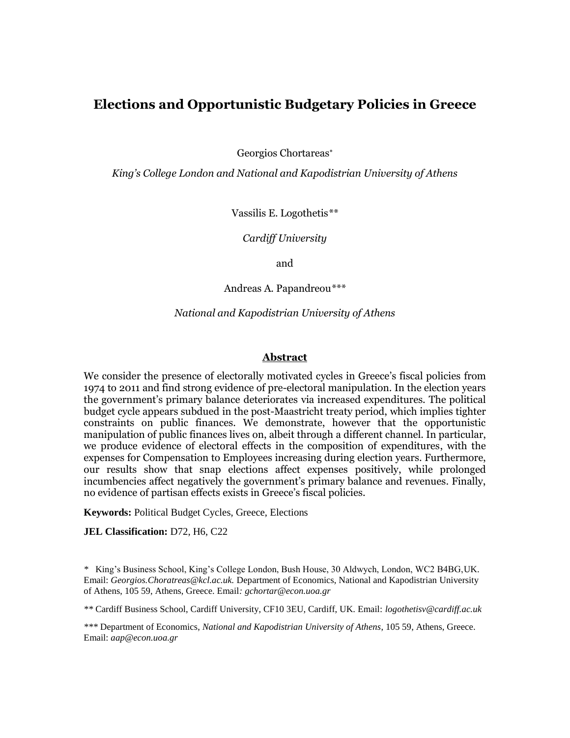# Elections and Opportunistic Budgetary Policies in Greece

Georgios Chortareas*

*King's College London and National and Kapodistrian University of Athens*

Vassilis E. Logothetis**

*Cardiff University*

and

Andreas A. Papandreou***

*National and Kapodistrian University of Athens*

## Abstract

We consider the presence of electorally motivated cycles in Greece's fiscal policies from 1974 to 2011 and find strong evidence of pre-electoral manipulation. In the election years the government's primary balance deteriorates via increased expenditures. The political budget cycle appears subdued in the post-Maastricht treaty period, which implies tighter constraints on public finances. We demonstrate, however that the opportunistic manipulation of public finances lives on, albeit through a different channel. In particular, we produce evidence of electoral effects in the composition of expenditures, with the expenses for Compensation to Employees increasing during election years. Furthermore, our results show that snap elections affect expenses positively, while prolonged incumbencies affect negatively the government's primary balance and revenues. Finally, no evidence of partisan effects exists in Greece's fiscal policies.

**Keywords:** Political Budget Cycles, Greece, Elections

**JEL Classification:** D72, H6, C22

\* King's Business School, King's College London, Bush House, 30 Aldwych, London, WC2 B4BG,UK. Email: *Georgios.Choratreas@kcl.ac.uk.* Department of Economics, National and Kapodistrian University of Athens, 105 59, Athens, Greece. Email*: gchortar@econ.uoa.gr*

\** Cardiff Business School, Cardiff University, CF10 3EU, Cardiff, UK. Email: *logothetisv@cardiff.ac.uk*

\*** Department of Economics, *National and Kapodistrian University of Athens*, 105 59, Athens, Greece. Email: *aap@econ.uoa.gr*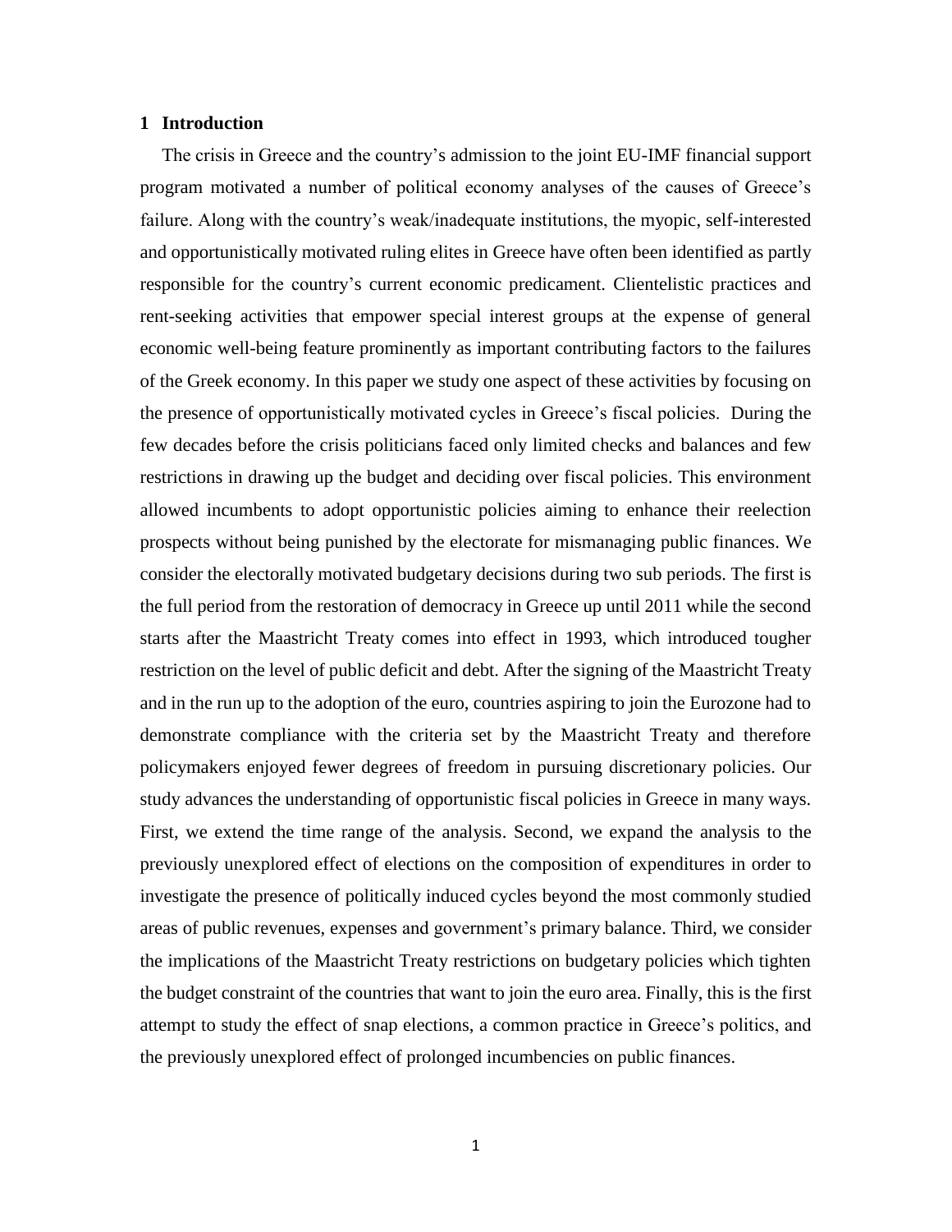# 1 Introduction

The crisis in Greece and the country's admission to the joint EU-IMF financial support program motivated a number of political economy analyses of the causes of Greece's failure. Along with the country's weak/inadequate institutions, the myopic, self-interested and opportunistically motivated ruling elites in Greece have often been identified as partly responsible for the country's current economic predicament. Clientelistic practices and rent-seeking activities that empower special interest groups at the expense of general economic well-being feature prominently as important contributing factors to the failures of the Greek economy. In this paper we study one aspect of these activities by focusing on the presence of opportunistically motivated cycles in Greece's fiscal policies. During the few decades before the crisis politicians faced only limited checks and balances and few restrictions in drawing up the budget and deciding over fiscal policies. This environment allowed incumbents to adopt opportunistic policies aiming to enhance their reelection prospects without being punished by the electorate for mismanaging public finances. We consider the electorally motivated budgetary decisions during two sub periods. The first is the full period from the restoration of democracy in Greece up until 2011 while the second starts after the Maastricht Treaty comes into effect in 1993, which introduced tougher restriction on the level of public deficit and debt. After the signing of the Maastricht Treaty and in the run up to the adoption of the euro, countries aspiring to join the Eurozone had to demonstrate compliance with the criteria set by the Maastricht Treaty and therefore policymakers enjoyed fewer degrees of freedom in pursuing discretionary policies. Our study advances the understanding of opportunistic fiscal policies in Greece in many ways. First, we extend the time range of the analysis. Second, we expand the analysis to the previously unexplored effect of elections on the composition of expenditures in order to investigate the presence of politically induced cycles beyond the most commonly studied areas of public revenues, expenses and government's primary balance. Third, we consider the implications of the Maastricht Treaty restrictions on budgetary policies which tighten the budget constraint of the countries that want to join the euro area. Finally, this is the first attempt to study the effect of snap elections, a common practice in Greece's politics, and the previously unexplored effect of prolonged incumbencies on public finances.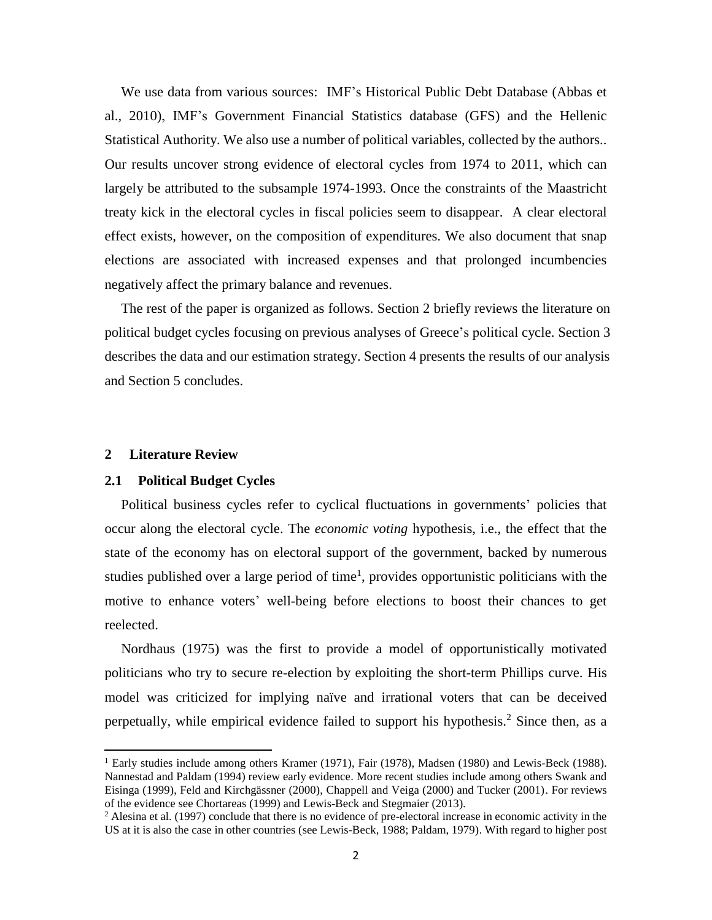We use data from various sources: IMF's Historical Public Debt Database (Abbas et al., 2010), IMF's Government Financial Statistics database (GFS) and the Hellenic Statistical Authority. We also use a number of political variables, collected by the authors.. Our results uncover strong evidence of electoral cycles from 1974 to 2011, which can largely be attributed to the subsample 1974-1993. Once the constraints of the Maastricht treaty kick in the electoral cycles in fiscal policies seem to disappear. A clear electoral effect exists, however, on the composition of expenditures. We also document that snap elections are associated with increased expenses and that prolonged incumbencies negatively affect the primary balance and revenues.

The rest of the paper is organized as follows. Section 2 briefly reviews the literature on political budget cycles focusing on previous analyses of Greece's political cycle. Section 3 describes the data and our estimation strategy. Section 4 presents the results of our analysis and Section 5 concludes.

## 2 Literature Review

### 2.1 Political Budget Cycles

Political business cycles refer to cyclical fluctuations in governments' policies that occur along the electoral cycle. The *economic voting* hypothesis, i.e., the effect that the state of the economy has on electoral support of the government, backed by numerous studies published over a large period of time[1], provides opportunistic politicians with the motive to enhance voters' well-being before elections to boost their chances to get reelected.

Nordhaus (1975) was the first to provide a model of opportunistically motivated politicians who try to secure re-election by exploiting the short-term Phillips curve. His model was criticized for implying naïve and irrational voters that can be deceived perpetually, while empirical evidence failed to support his hypothesis.[2] Since then, as a

[1] Early studies include among others Kramer (1971), Fair (1978), Madsen (1980) and Lewis-Beck (1988). Nannestad and Paldam (1994) review early evidence. More recent studies include among others Swank and Eisinga (1999), Feld and Kirchgässner (2000), Chappell and Veiga (2000) and Tucker (2001). For reviews of the evidence see Chortareas (1999) and Lewis-Beck and Stegmaier (2013).

[2] Alesina et al. (1997) conclude that there is no evidence of pre-electoral increase in economic activity in the US at it is also the case in other countries (see Lewis-Beck, 1988; Paldam, 1979). With regard to higher post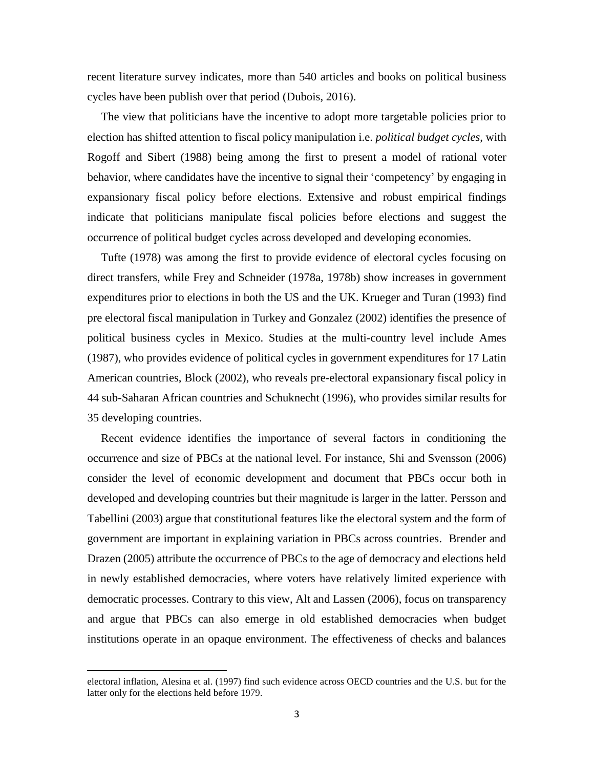recent literature survey indicates, more than 540 articles and books on political business cycles have been publish over that period (Dubois, 2016).

The view that politicians have the incentive to adopt more targetable policies prior to election has shifted attention to fiscal policy manipulation i.e. *political budget cycles*, with Rogoff and Sibert (1988) being among the first to present a model of rational voter behavior, where candidates have the incentive to signal their 'competency' by engaging in expansionary fiscal policy before elections. Extensive and robust empirical findings indicate that politicians manipulate fiscal policies before elections and suggest the occurrence of political budget cycles across developed and developing economies.

Tufte (1978) was among the first to provide evidence of electoral cycles focusing on direct transfers, while Frey and Schneider (1978a, 1978b) show increases in government expenditures prior to elections in both the US and the UK. Krueger and Turan (1993) find pre electoral fiscal manipulation in Turkey and Gonzalez (2002) identifies the presence of political business cycles in Mexico. Studies at the multi-country level include Ames (1987), who provides evidence of political cycles in government expenditures for 17 Latin American countries, Block (2002), who reveals pre-electoral expansionary fiscal policy in 44 sub-Saharan African countries and Schuknecht (1996), who provides similar results for 35 developing countries.

Recent evidence identifies the importance of several factors in conditioning the occurrence and size of PBCs at the national level. For instance, Shi and Svensson (2006) consider the level of economic development and document that PBCs occur both in developed and developing countries but their magnitude is larger in the latter. Persson and Tabellini (2003) argue that constitutional features like the electoral system and the form of government are important in explaining variation in PBCs across countries. Brender and Drazen (2005) attribute the occurrence of PBCs to the age of democracy and elections held in newly established democracies, where voters have relatively limited experience with democratic processes. Contrary to this view, Alt and Lassen (2006), focus on transparency and argue that PBCs can also emerge in old established democracies when budget institutions operate in an opaque environment. The effectiveness of checks and balances

electoral inflation, Alesina et al. (1997) find such evidence across OECD countries and the U.S. but for the latter only for the elections held before 1979.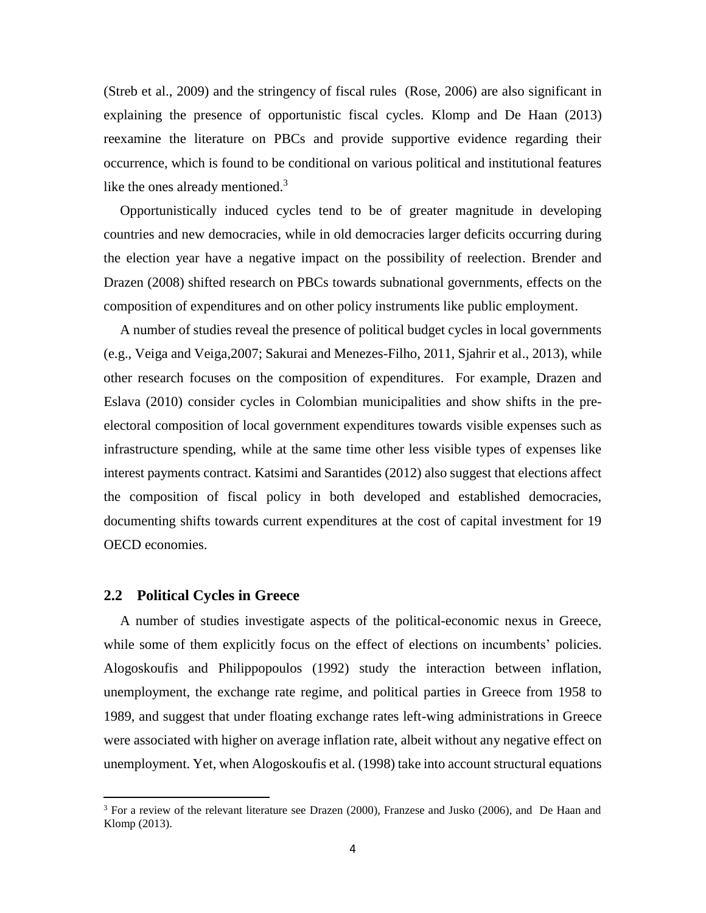(Streb et al., 2009) and the stringency of fiscal rules (Rose, 2006) are also significant in explaining the presence of opportunistic fiscal cycles. Klomp and De Haan (2013) reexamine the literature on PBCs and provide supportive evidence regarding their occurrence, which is found to be conditional on various political and institutional features like the ones already mentioned.[3]

Opportunistically induced cycles tend to be of greater magnitude in developing countries and new democracies, while in old democracies larger deficits occurring during the election year have a negative impact on the possibility of reelection. Brender and Drazen (2008) shifted research on PBCs towards subnational governments, effects on the composition of expenditures and on other policy instruments like public employment.

A number of studies reveal the presence of political budget cycles in local governments (e.g., Veiga and Veiga,2007; Sakurai and Menezes-Filho, 2011, Sjahrir et al., 2013), while other research focuses on the composition of expenditures. For example, Drazen and Eslava (2010) consider cycles in Colombian municipalities and show shifts in the pre-electoral composition of local government expenditures towards visible expenses such as infrastructure spending, while at the same time other less visible types of expenses like interest payments contract. Katsimi and Sarantides (2012) also suggest that elections affect the composition of fiscal policy in both developed and established democracies, documenting shifts towards current expenditures at the cost of capital investment for 19 OECD economies.

## 2.2 Political Cycles in Greece

A number of studies investigate aspects of the political-economic nexus in Greece, while some of them explicitly focus on the effect of elections on incumbents' policies. Alogoskoufis and Philippopoulos (1992) study the interaction between inflation, unemployment, the exchange rate regime, and political parties in Greece from 1958 to 1989, and suggest that under floating exchange rates left-wing administrations in Greece were associated with higher on average inflation rate, albeit without any negative effect on unemployment. Yet, when Alogoskoufis et al. (1998) take into account structural equations

[3] For a review of the relevant literature see Drazen (2000), Franzese and Jusko (2006), and De Haan and Klomp (2013).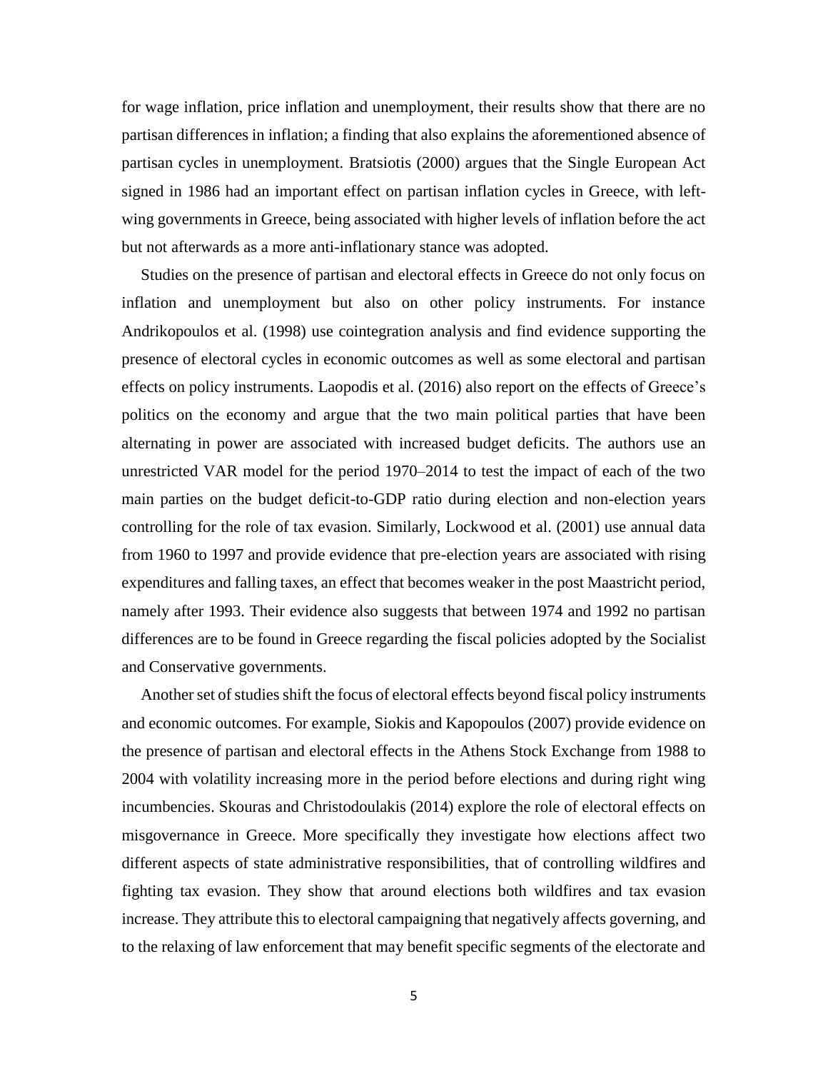for wage inflation, price inflation and unemployment, their results show that there are no partisan differences in inflation; a finding that also explains the aforementioned absence of partisan cycles in unemployment. Bratsiotis (2000) argues that the Single European Act signed in 1986 had an important effect on partisan inflation cycles in Greece, with left-wing governments in Greece, being associated with higher levels of inflation before the act but not afterwards as a more anti-inflationary stance was adopted.

Studies on the presence of partisan and electoral effects in Greece do not only focus on inflation and unemployment but also on other policy instruments. For instance Andrikopoulos et al. (1998) use cointegration analysis and find evidence supporting the presence of electoral cycles in economic outcomes as well as some electoral and partisan effects on policy instruments. Laopodis et al. (2016) also report on the effects of Greece's politics on the economy and argue that the two main political parties that have been alternating in power are associated with increased budget deficits. The authors use an unrestricted VAR model for the period 1970–2014 to test the impact of each of the two main parties on the budget deficit-to-GDP ratio during election and non-election years controlling for the role of tax evasion. Similarly, Lockwood et al. (2001) use annual data from 1960 to 1997 and provide evidence that pre-election years are associated with rising expenditures and falling taxes, an effect that becomes weaker in the post Maastricht period, namely after 1993. Their evidence also suggests that between 1974 and 1992 no partisan differences are to be found in Greece regarding the fiscal policies adopted by the Socialist and Conservative governments.

Another set of studies shift the focus of electoral effects beyond fiscal policy instruments and economic outcomes. For example, Siokis and Kapopoulos (2007) provide evidence on the presence of partisan and electoral effects in the Athens Stock Exchange from 1988 to 2004 with volatility increasing more in the period before elections and during right wing incumbencies. Skouras and Christodoulakis (2014) explore the role of electoral effects on misgovernance in Greece. More specifically they investigate how elections affect two different aspects of state administrative responsibilities, that of controlling wildfires and fighting tax evasion. They show that around elections both wildfires and tax evasion increase. They attribute this to electoral campaigning that negatively affects governing, and to the relaxing of law enforcement that may benefit specific segments of the electorate and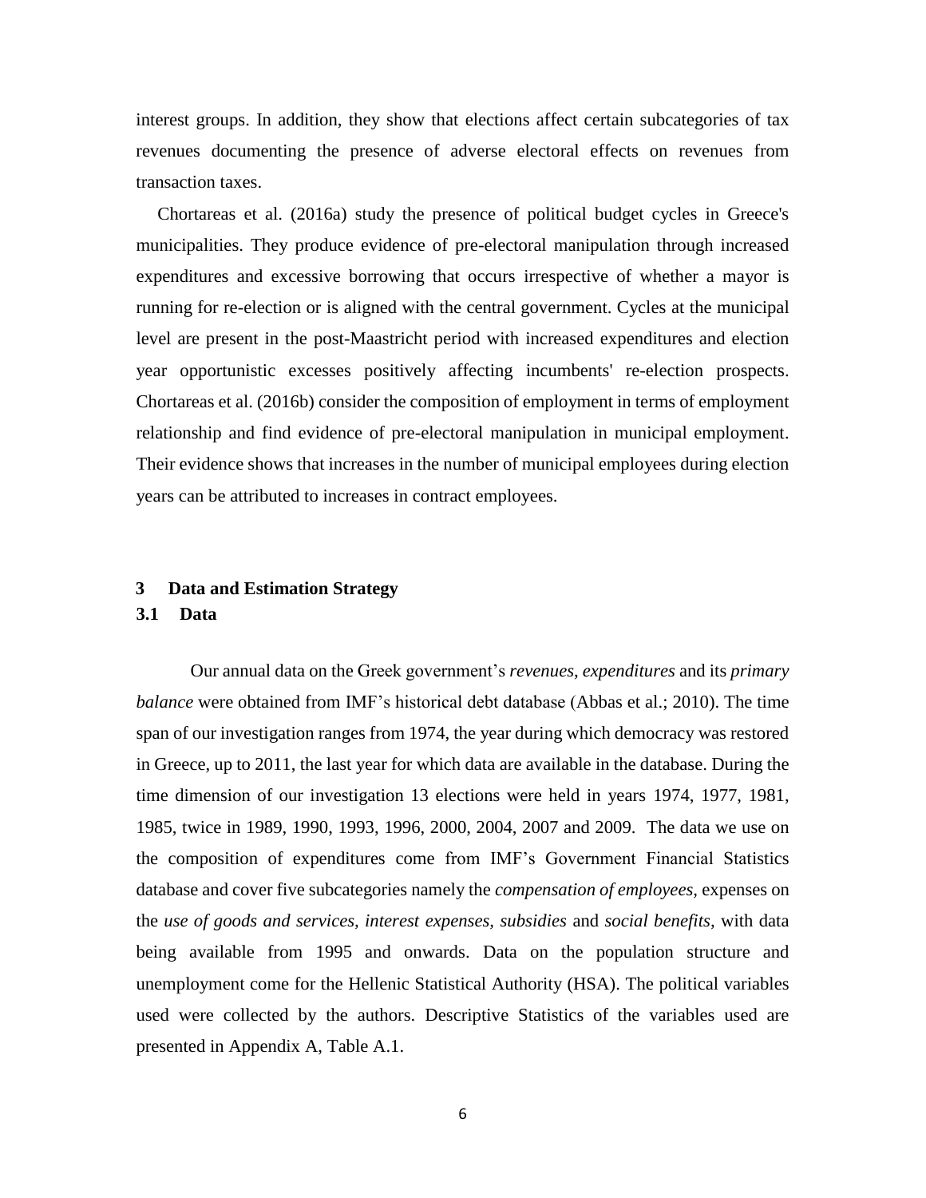interest groups. In addition, they show that elections affect certain subcategories of tax revenues documenting the presence of adverse electoral effects on revenues from transaction taxes.

Chortareas et al. (2016a) study the presence of political budget cycles in Greece's municipalities. They produce evidence of pre-electoral manipulation through increased expenditures and excessive borrowing that occurs irrespective of whether a mayor is running for re-election or is aligned with the central government. Cycles at the municipal level are present in the post-Maastricht period with increased expenditures and election year opportunistic excesses positively affecting incumbents' re-election prospects. Chortareas et al. (2016b) consider the composition of employment in terms of employment relationship and find evidence of pre-electoral manipulation in municipal employment. Their evidence shows that increases in the number of municipal employees during election years can be attributed to increases in contract employees.

## 3 Data and Estimation Strategy

### 3.1 Data

Our annual data on the Greek government's *revenues*, *expenditures* and its *primary balance* were obtained from IMF's historical debt database (Abbas et al.; 2010). The time span of our investigation ranges from 1974, the year during which democracy was restored in Greece, up to 2011, the last year for which data are available in the database. During the time dimension of our investigation 13 elections were held in years 1974, 1977, 1981, 1985, twice in 1989, 1990, 1993, 1996, 2000, 2004, 2007 and 2009. The data we use on the composition of expenditures come from IMF's Government Financial Statistics database and cover five subcategories namely the *compensation of employees*, expenses on the *use of goods and services*, *interest expenses*, *subsidies* and *social benefits*, with data being available from 1995 and onwards. Data on the population structure and unemployment come for the Hellenic Statistical Authority (HSA). The political variables used were collected by the authors. Descriptive Statistics of the variables used are presented in Appendix A, Table A.1.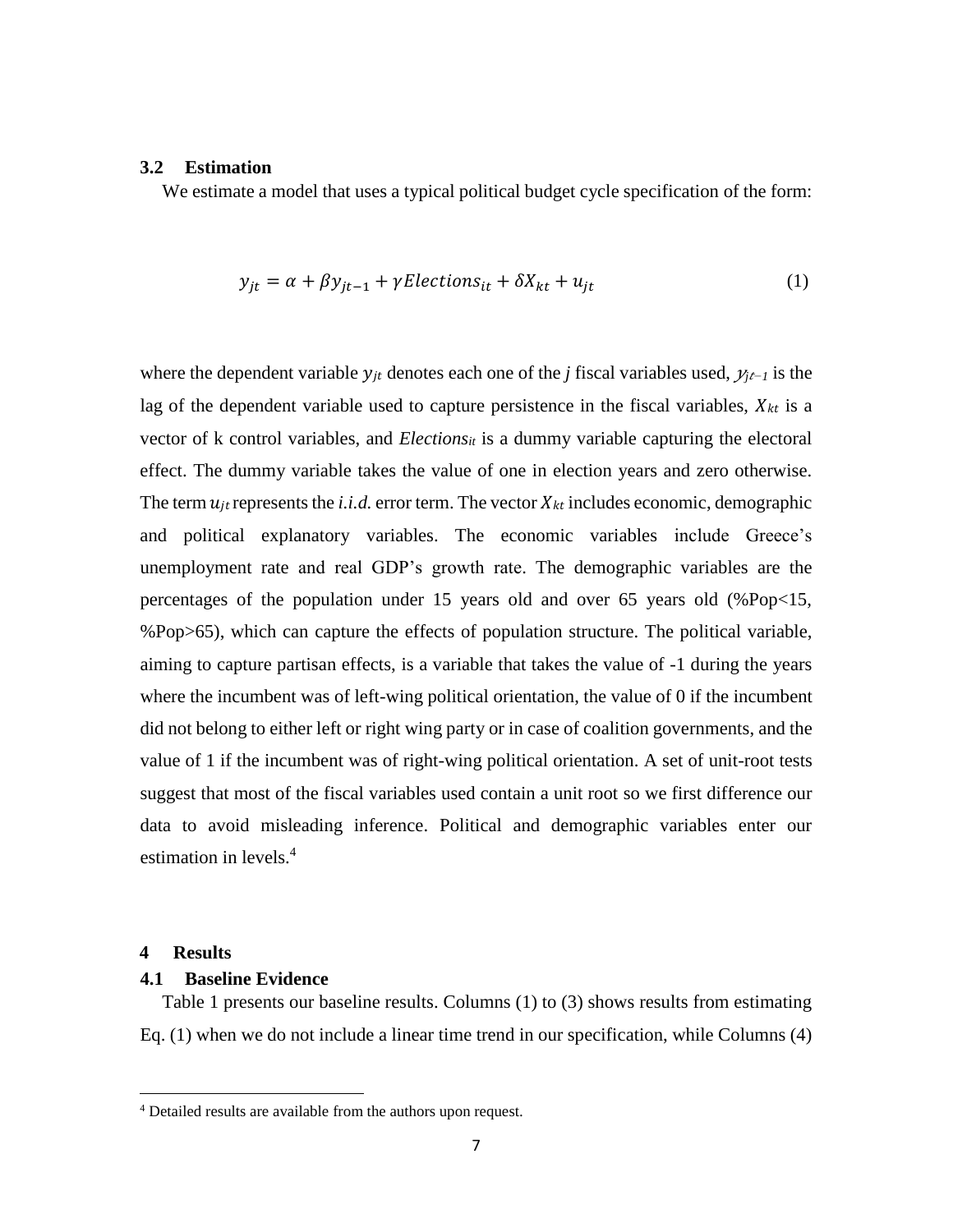### 3.2 Estimation

We estimate a model that uses a typical political budget cycle specification of the form:

$$y_{jt} = \alpha + \beta y_{jt-1} + \gamma Elections_{it} + \delta X_{kt} + u_{jt} \tag{1}$$

where the dependent variable $y_{jt}$ denotes each one of the *j* fiscal variables used, $y_{jt-1}$ is the lag of the dependent variable used to capture persistence in the fiscal variables, $X_{kt}$ is a vector of k control variables, and $Elections_{it}$ is a dummy variable capturing the electoral effect. The dummy variable takes the value of one in election years and zero otherwise. The term $u_{jt}$ represents the *i.i.d.* error term. The vector $X_{kt}$ includes economic, demographic and political explanatory variables. The economic variables include Greece's unemployment rate and real GDP's growth rate. The demographic variables are the percentages of the population under 15 years old and over 65 years old (%Pop<15, %Pop>65), which can capture the effects of population structure. The political variable, aiming to capture partisan effects, is a variable that takes the value of -1 during the years where the incumbent was of left-wing political orientation, the value of 0 if the incumbent did not belong to either left or right wing party or in case of coalition governments, and the value of 1 if the incumbent was of right-wing political orientation. A set of unit-root tests suggest that most of the fiscal variables used contain a unit root so we first difference our data to avoid misleading inference. Political and demographic variables enter our estimation in levels.[4]

## 4 Results

### 4.1 Baseline Evidence

Table 1 presents our baseline results. Columns (1) to (3) shows results from estimating Eq. (1) when we do not include a linear time trend in our specification, while Columns (4)

[4] Detailed results are available from the authors upon request.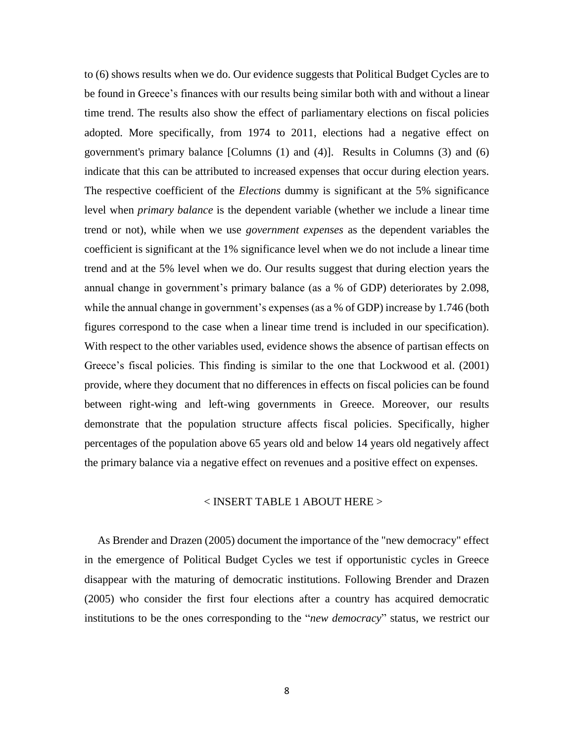to (6) shows results when we do. Our evidence suggests that Political Budget Cycles are to be found in Greece's finances with our results being similar both with and without a linear time trend. The results also show the effect of parliamentary elections on fiscal policies adopted. More specifically, from 1974 to 2011, elections had a negative effect on government's primary balance [Columns (1) and (4)]. Results in Columns (3) and (6) indicate that this can be attributed to increased expenses that occur during election years. The respective coefficient of the *Elections* dummy is significant at the 5% significance level when *primary balance* is the dependent variable (whether we include a linear time trend or not), while when we use *government expenses* as the dependent variables the coefficient is significant at the 1% significance level when we do not include a linear time trend and at the 5% level when we do. Our results suggest that during election years the annual change in government's primary balance (as a % of GDP) deteriorates by 2.098, while the annual change in government's expenses (as a % of GDP) increase by 1.746 (both figures correspond to the case when a linear time trend is included in our specification). With respect to the other variables used, evidence shows the absence of partisan effects on Greece's fiscal policies. This finding is similar to the one that Lockwood et al. (2001) provide, where they document that no differences in effects on fiscal policies can be found between right-wing and left-wing governments in Greece. Moreover, our results demonstrate that the population structure affects fiscal policies. Specifically, higher percentages of the population above 65 years old and below 14 years old negatively affect the primary balance via a negative effect on revenues and a positive effect on expenses.

< INSERT TABLE 1 ABOUT HERE >

As Brender and Drazen (2005) document the importance of the "new democracy" effect in the emergence of Political Budget Cycles we test if opportunistic cycles in Greece disappear with the maturing of democratic institutions. Following Brender and Drazen (2005) who consider the first four elections after a country has acquired democratic institutions to be the ones corresponding to the "*new democracy*" status, we restrict our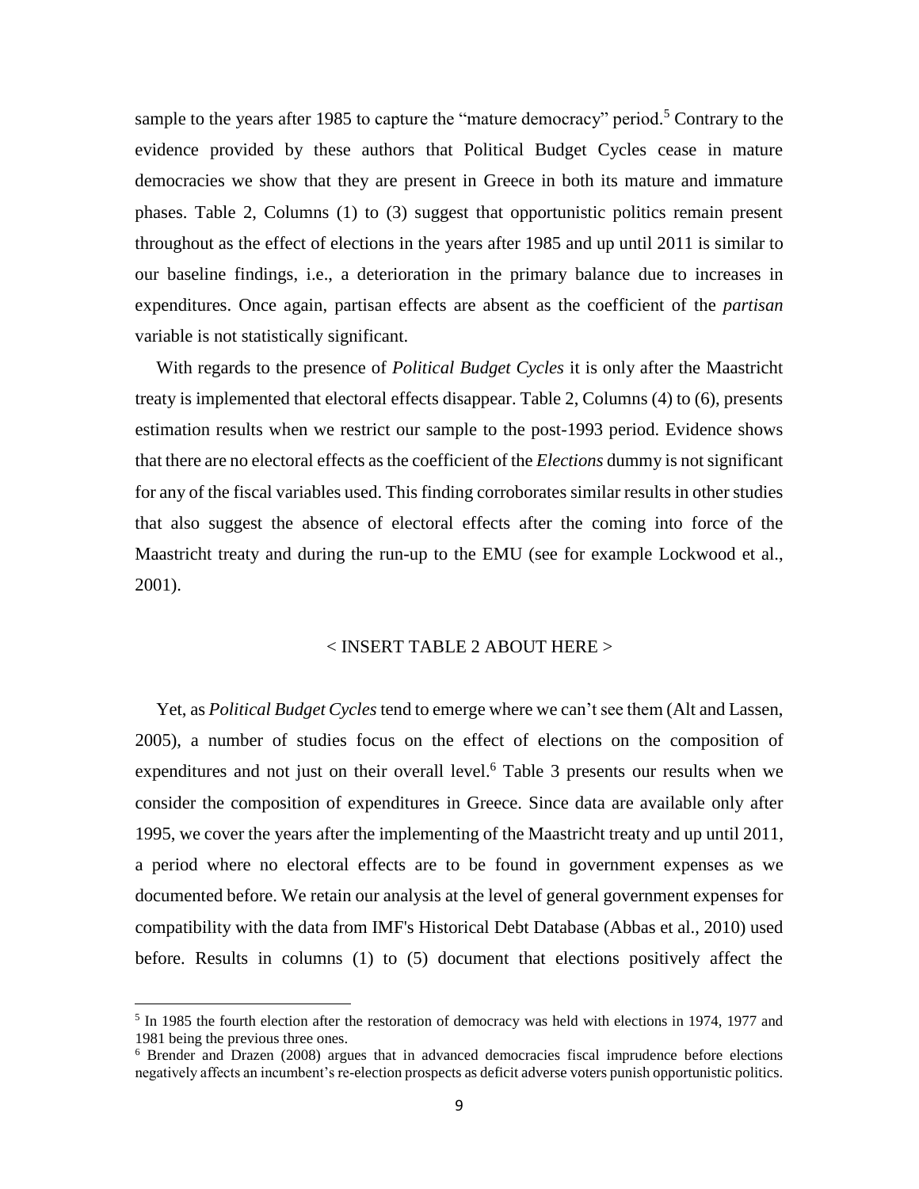sample to the years after 1985 to capture the "mature democracy" period.[5] Contrary to the evidence provided by these authors that Political Budget Cycles cease in mature democracies we show that they are present in Greece in both its mature and immature phases. Table 2, Columns (1) to (3) suggest that opportunistic politics remain present throughout as the effect of elections in the years after 1985 and up until 2011 is similar to our baseline findings, i.e., a deterioration in the primary balance due to increases in expenditures. Once again, partisan effects are absent as the coefficient of the *partisan* variable is not statistically significant.

With regards to the presence of *Political Budget Cycles* it is only after the Maastricht treaty is implemented that electoral effects disappear. Table 2, Columns (4) to (6), presents estimation results when we restrict our sample to the post-1993 period. Evidence shows that there are no electoral effects as the coefficient of the *Elections* dummy is not significant for any of the fiscal variables used. This finding corroborates similar results in other studies that also suggest the absence of electoral effects after the coming into force of the Maastricht treaty and during the run-up to the EMU (see for example Lockwood et al., 2001).

< INSERT TABLE 2 ABOUT HERE >

Yet, as *Political Budget Cycles* tend to emerge where we can't see them (Alt and Lassen, 2005), a number of studies focus on the effect of elections on the composition of expenditures and not just on their overall level.[6] Table 3 presents our results when we consider the composition of expenditures in Greece. Since data are available only after 1995, we cover the years after the implementing of the Maastricht treaty and up until 2011, a period where no electoral effects are to be found in government expenses as we documented before. We retain our analysis at the level of general government expenses for compatibility with the data from IMF's Historical Debt Database (Abbas et al., 2010) used before. Results in columns (1) to (5) document that elections positively affect the

[5] In 1985 the fourth election after the restoration of democracy was held with elections in 1974, 1977 and 1981 being the previous three ones.

[6] Brender and Drazen (2008) argues that in advanced democracies fiscal imprudence before elections negatively affects an incumbent's re-election prospects as deficit adverse voters punish opportunistic politics.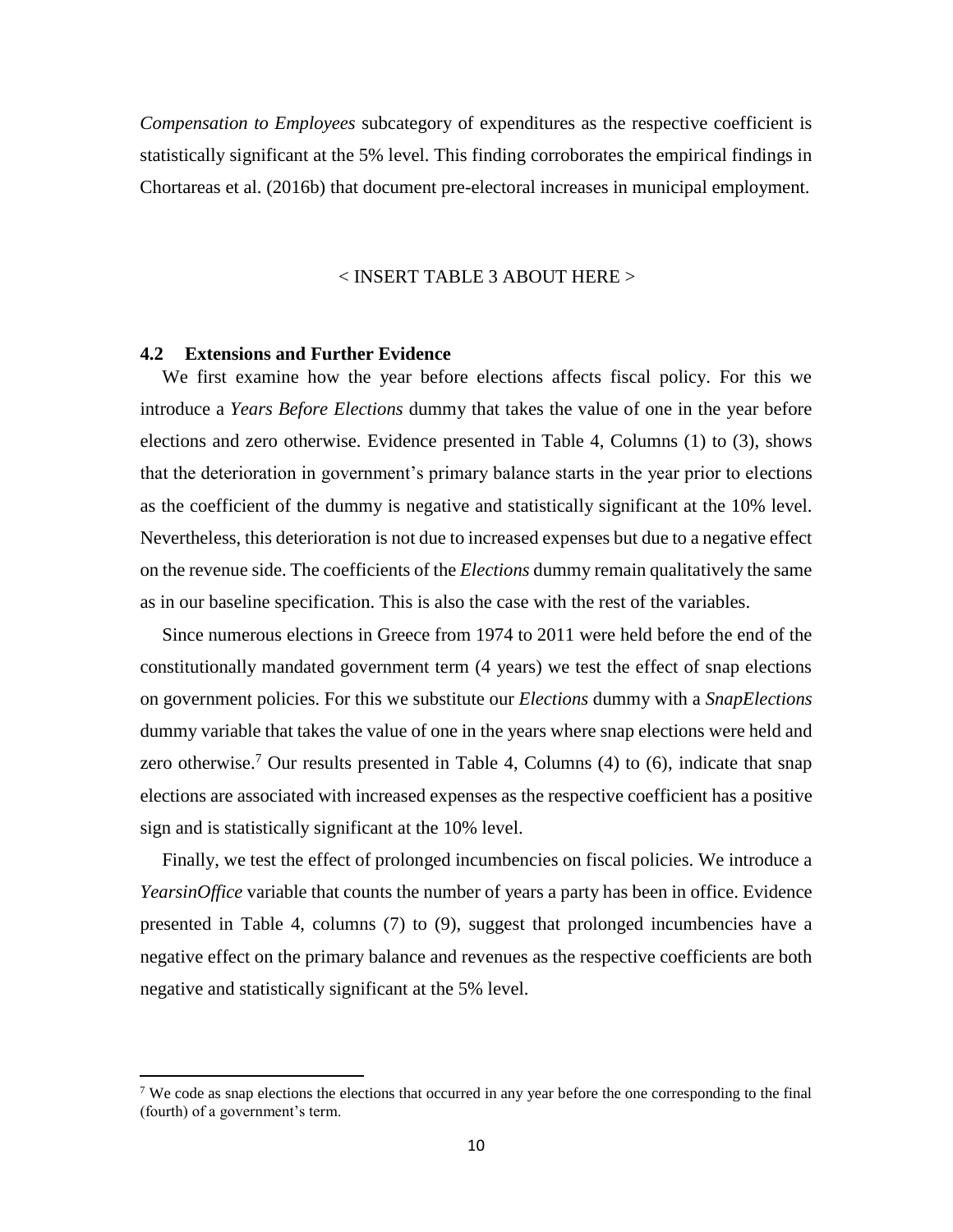*Compensation to Employees* subcategory of expenditures as the respective coefficient is statistically significant at the 5% level. This finding corroborates the empirical findings in Chortareas et al. (2016b) that document pre-electoral increases in municipal employment.

< INSERT TABLE 3 ABOUT HERE >

### 4.2 Extensions and Further Evidence

We first examine how the year before elections affects fiscal policy. For this we introduce a *Years Before Elections* dummy that takes the value of one in the year before elections and zero otherwise. Evidence presented in Table 4, Columns (1) to (3), shows that the deterioration in government's primary balance starts in the year prior to elections as the coefficient of the dummy is negative and statistically significant at the 10% level. Nevertheless, this deterioration is not due to increased expenses but due to a negative effect on the revenue side. The coefficients of the *Elections* dummy remain qualitatively the same as in our baseline specification. This is also the case with the rest of the variables.

Since numerous elections in Greece from 1974 to 2011 were held before the end of the constitutionally mandated government term (4 years) we test the effect of snap elections on government policies. For this we substitute our *Elections* dummy with a *SnapElections* dummy variable that takes the value of one in the years where snap elections were held and zero otherwise.[7] Our results presented in Table 4, Columns (4) to (6), indicate that snap elections are associated with increased expenses as the respective coefficient has a positive sign and is statistically significant at the 10% level.

Finally, we test the effect of prolonged incumbencies on fiscal policies. We introduce a *YearsinOffice* variable that counts the number of years a party has been in office. Evidence presented in Table 4, columns (7) to (9), suggest that prolonged incumbencies have a negative effect on the primary balance and revenues as the respective coefficients are both negative and statistically significant at the 5% level.

[7] We code as snap elections the elections that occurred in any year before the one corresponding to the final (fourth) of a government's term.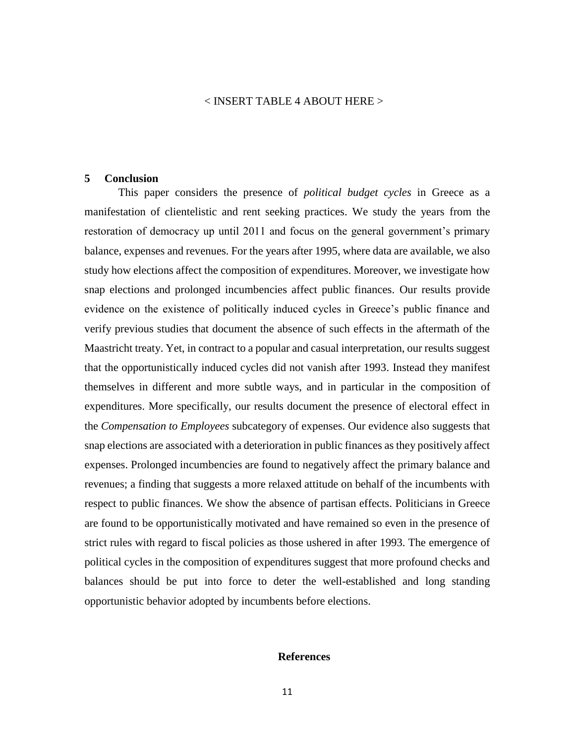< INSERT TABLE 4 ABOUT HERE >

## 5 Conclusion

This paper considers the presence of *political budget cycles* in Greece as a manifestation of clientelistic and rent seeking practices. We study the years from the restoration of democracy up until 2011 and focus on the general government's primary balance, expenses and revenues. For the years after 1995, where data are available, we also study how elections affect the composition of expenditures. Moreover, we investigate how snap elections and prolonged incumbencies affect public finances. Our results provide evidence on the existence of politically induced cycles in Greece's public finance and verify previous studies that document the absence of such effects in the aftermath of the Maastricht treaty. Yet, in contract to a popular and casual interpretation, our results suggest that the opportunistically induced cycles did not vanish after 1993. Instead they manifest themselves in different and more subtle ways, and in particular in the composition of expenditures. More specifically, our results document the presence of electoral effect in the *Compensation to Employees* subcategory of expenses. Our evidence also suggests that snap elections are associated with a deterioration in public finances as they positively affect expenses. Prolonged incumbencies are found to negatively affect the primary balance and revenues; a finding that suggests a more relaxed attitude on behalf of the incumbents with respect to public finances. We show the absence of partisan effects. Politicians in Greece are found to be opportunistically motivated and have remained so even in the presence of strict rules with regard to fiscal policies as those ushered in after 1993. The emergence of political cycles in the composition of expenditures suggest that more profound checks and balances should be put into force to deter the well-established and long standing opportunistic behavior adopted by incumbents before elections.

## References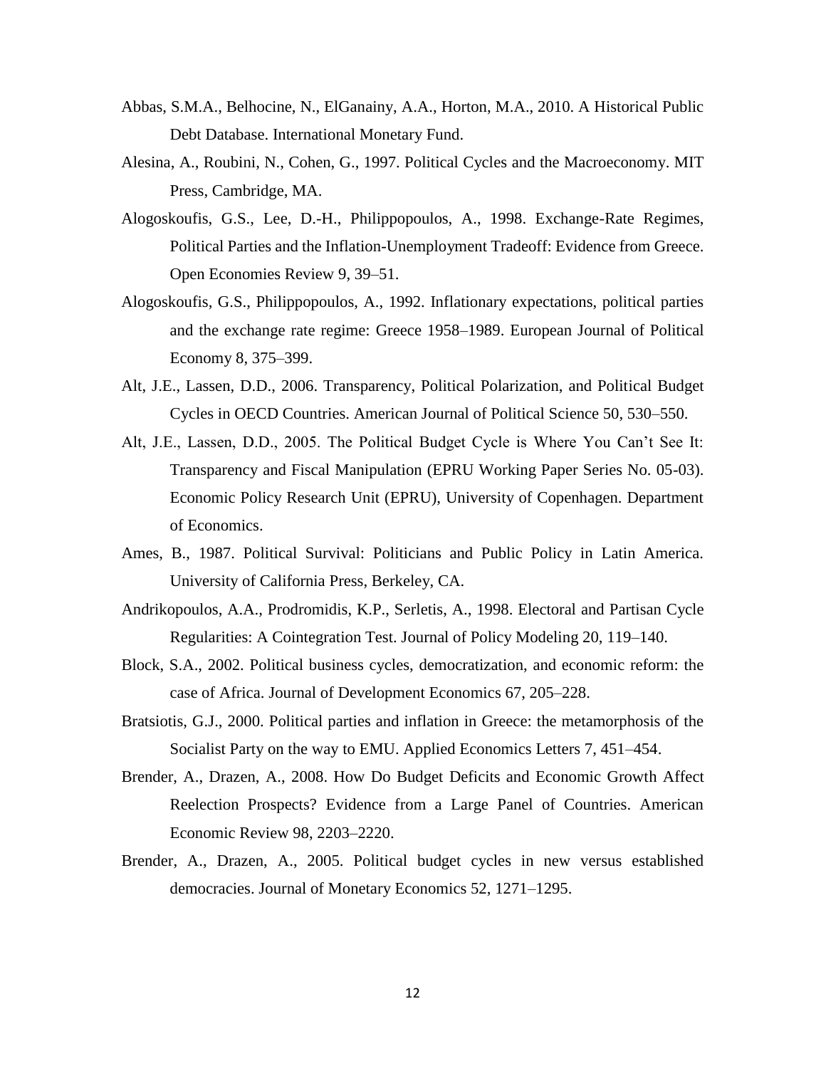Abbas, S.M.A., Belhocine, N., ElGanainy, A.A., Horton, M.A., 2010. A Historical Public Debt Database. International Monetary Fund.

Alesina, A., Roubini, N., Cohen, G., 1997. Political Cycles and the Macroeconomy. MIT Press, Cambridge, MA.

Alogoskoufis, G.S., Lee, D.-H., Philippopoulos, A., 1998. Exchange-Rate Regimes, Political Parties and the Inflation-Unemployment Tradeoff: Evidence from Greece. Open Economies Review 9, 39–51.

Alogoskoufis, G.S., Philippopoulos, A., 1992. Inflationary expectations, political parties and the exchange rate regime: Greece 1958–1989. European Journal of Political Economy 8, 375–399.

Alt, J.E., Lassen, D.D., 2006. Transparency, Political Polarization, and Political Budget Cycles in OECD Countries. American Journal of Political Science 50, 530–550.

Alt, J.E., Lassen, D.D., 2005. The Political Budget Cycle is Where You Can't See It: Transparency and Fiscal Manipulation (EPRU Working Paper Series No. 05-03). Economic Policy Research Unit (EPRU), University of Copenhagen. Department of Economics.

Ames, B., 1987. Political Survival: Politicians and Public Policy in Latin America. University of California Press, Berkeley, CA.

Andrikopoulos, A.A., Prodromidis, K.P., Serletis, A., 1998. Electoral and Partisan Cycle Regularities: A Cointegration Test. Journal of Policy Modeling 20, 119–140.

Block, S.A., 2002. Political business cycles, democratization, and economic reform: the case of Africa. Journal of Development Economics 67, 205–228.

Bratsiotis, G.J., 2000. Political parties and inflation in Greece: the metamorphosis of the Socialist Party on the way to EMU. Applied Economics Letters 7, 451–454.

Brender, A., Drazen, A., 2008. How Do Budget Deficits and Economic Growth Affect Reelection Prospects? Evidence from a Large Panel of Countries. American Economic Review 98, 2203–2220.

Brender, A., Drazen, A., 2005. Political budget cycles in new versus established democracies. Journal of Monetary Economics 52, 1271–1295.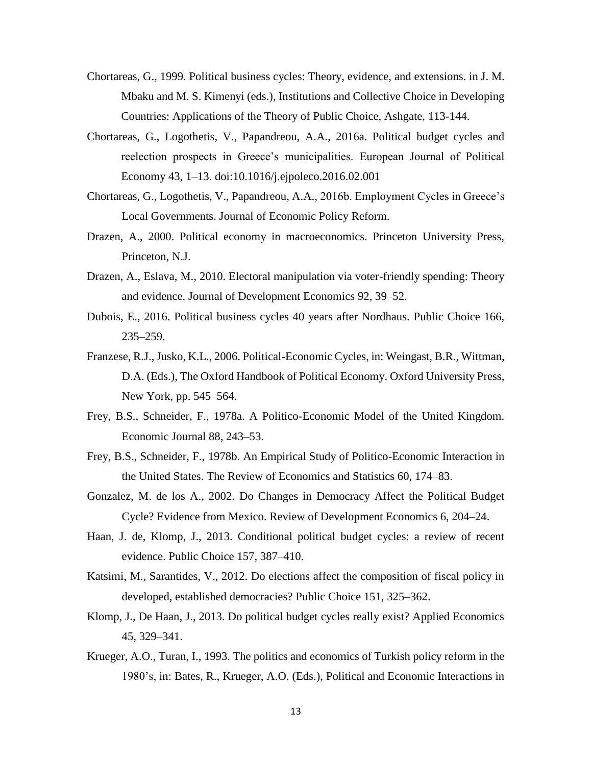Chortareas, G., 1999. Political business cycles: Theory, evidence, and extensions. in J. M. Mbaku and M. S. Kimenyi (eds.), Institutions and Collective Choice in Developing Countries: Applications of the Theory of Public Choice, Ashgate, 113-144.

Chortareas, G., Logothetis, V., Papandreou, A.A., 2016a. Political budget cycles and reelection prospects in Greece's municipalities. European Journal of Political Economy 43, 1–13. doi:10.1016/j.ejpoleco.2016.02.001

Chortareas, G., Logothetis, V., Papandreou, A.A., 2016b. Employment Cycles in Greece's Local Governments. Journal of Economic Policy Reform.

Drazen, A., 2000. Political economy in macroeconomics. Princeton University Press, Princeton, N.J.

Drazen, A., Eslava, M., 2010. Electoral manipulation via voter-friendly spending: Theory and evidence. Journal of Development Economics 92, 39–52.

Dubois, E., 2016. Political business cycles 40 years after Nordhaus. Public Choice 166, 235–259.

Franzese, R.J., Jusko, K.L., 2006. Political-Economic Cycles, in: Weingast, B.R., Wittman, D.A. (Eds.), The Oxford Handbook of Political Economy. Oxford University Press, New York, pp. 545–564.

Frey, B.S., Schneider, F., 1978a. A Politico-Economic Model of the United Kingdom. Economic Journal 88, 243–53.

Frey, B.S., Schneider, F., 1978b. An Empirical Study of Politico-Economic Interaction in the United States. The Review of Economics and Statistics 60, 174–83.

Gonzalez, M. de los A., 2002. Do Changes in Democracy Affect the Political Budget Cycle? Evidence from Mexico. Review of Development Economics 6, 204–24.

Haan, J. de, Klomp, J., 2013. Conditional political budget cycles: a review of recent evidence. Public Choice 157, 387–410.

Katsimi, M., Sarantides, V., 2012. Do elections affect the composition of fiscal policy in developed, established democracies? Public Choice 151, 325–362.

Klomp, J., De Haan, J., 2013. Do political budget cycles really exist? Applied Economics 45, 329–341.

Krueger, A.O., Turan, I., 1993. The politics and economics of Turkish policy reform in the 1980's, in: Bates, R., Krueger, A.O. (Eds.), Political and Economic Interactions in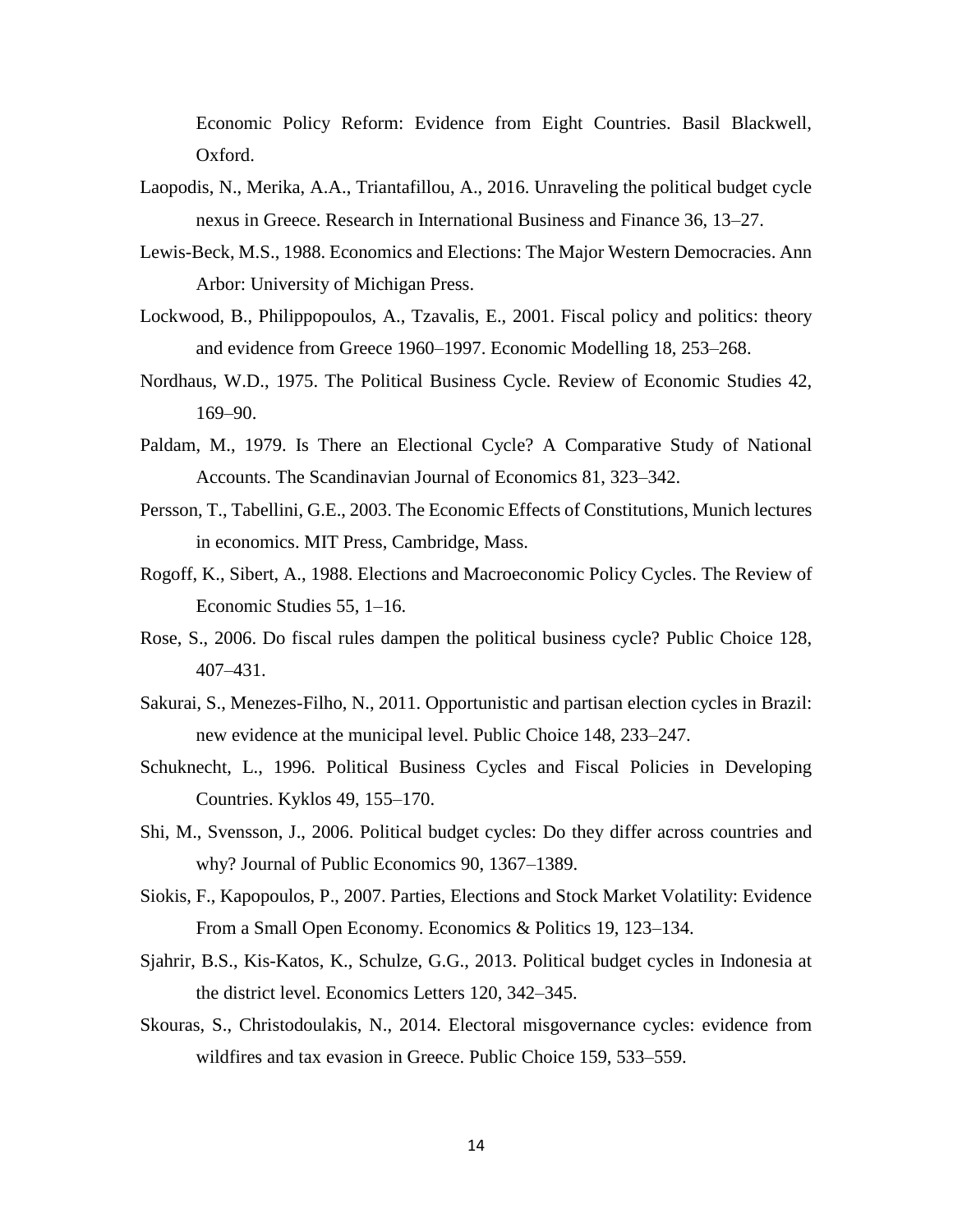Economic Policy Reform: Evidence from Eight Countries. Basil Blackwell, Oxford.

Laopodis, N., Merika, A.A., Triantafillou, A., 2016. Unraveling the political budget cycle nexus in Greece. Research in International Business and Finance 36, 13–27.

Lewis-Beck, M.S., 1988. Economics and Elections: The Major Western Democracies. Ann Arbor: University of Michigan Press.

Lockwood, B., Philippopoulos, A., Tzavalis, E., 2001. Fiscal policy and politics: theory and evidence from Greece 1960–1997. Economic Modelling 18, 253–268.

Nordhaus, W.D., 1975. The Political Business Cycle. Review of Economic Studies 42, 169–90.

Paldam, M., 1979. Is There an Electional Cycle? A Comparative Study of National Accounts. The Scandinavian Journal of Economics 81, 323–342.

Persson, T., Tabellini, G.E., 2003. The Economic Effects of Constitutions, Munich lectures in economics. MIT Press, Cambridge, Mass.

Rogoff, K., Sibert, A., 1988. Elections and Macroeconomic Policy Cycles. The Review of Economic Studies 55, 1–16.

Rose, S., 2006. Do fiscal rules dampen the political business cycle? Public Choice 128, 407–431.

Sakurai, S., Menezes-Filho, N., 2011. Opportunistic and partisan election cycles in Brazil: new evidence at the municipal level. Public Choice 148, 233–247.

Schuknecht, L., 1996. Political Business Cycles and Fiscal Policies in Developing Countries. Kyklos 49, 155–170.

Shi, M., Svensson, J., 2006. Political budget cycles: Do they differ across countries and why? Journal of Public Economics 90, 1367–1389.

Siokis, F., Kapopoulos, P., 2007. Parties, Elections and Stock Market Volatility: Evidence From a Small Open Economy. Economics & Politics 19, 123–134.

Sjahrir, B.S., Kis-Katos, K., Schulze, G.G., 2013. Political budget cycles in Indonesia at the district level. Economics Letters 120, 342–345.

Skouras, S., Christodoulakis, N., 2014. Electoral misgovernance cycles: evidence from wildfires and tax evasion in Greece. Public Choice 159, 533–559.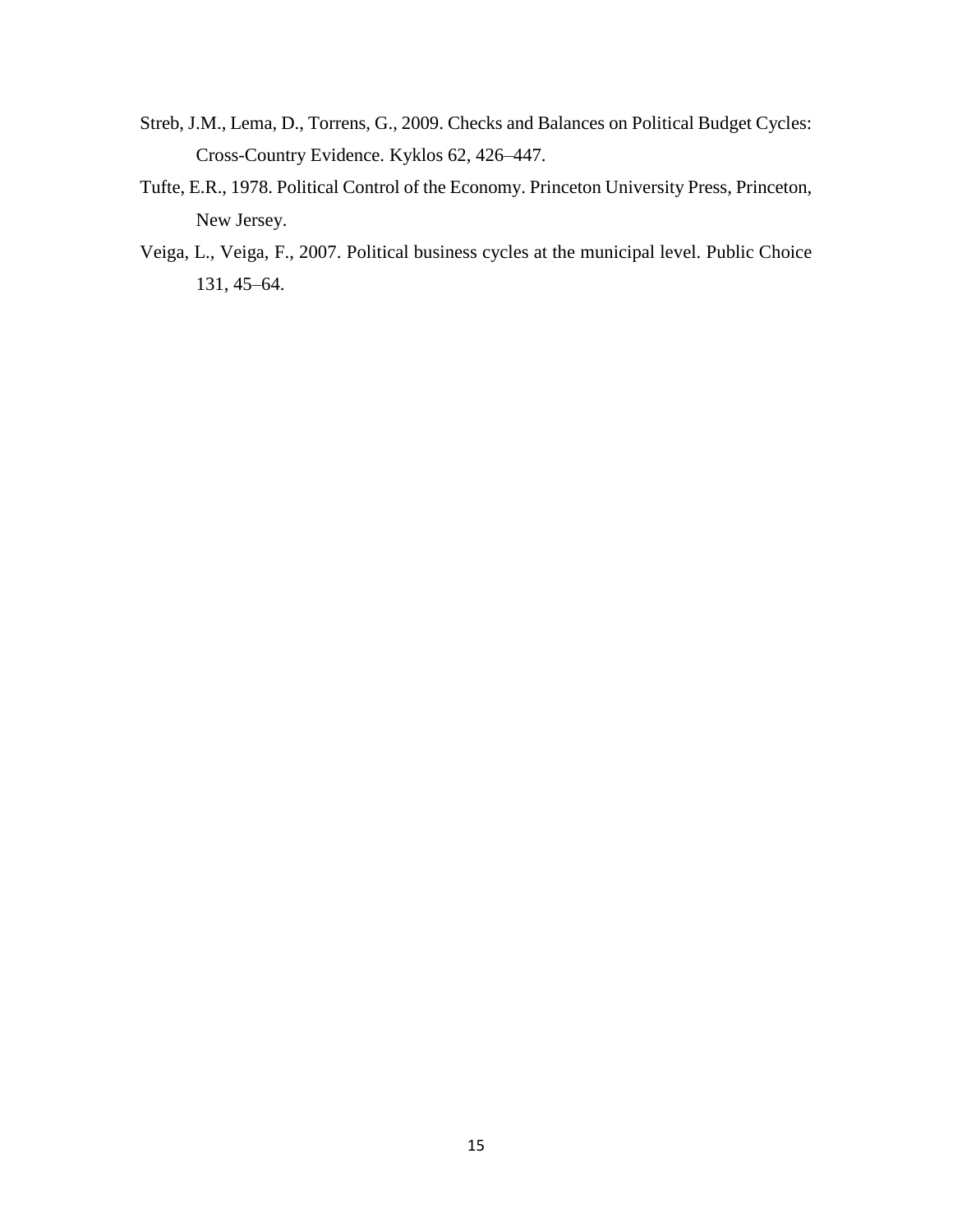Streb, J.M., Lema, D., Torrens, G., 2009. Checks and Balances on Political Budget Cycles: Cross-Country Evidence. Kyklos 62, 426–447.

Tufte, E.R., 1978. Political Control of the Economy. Princeton University Press, Princeton, New Jersey.

Veiga, L., Veiga, F., 2007. Political business cycles at the municipal level. Public Choice 131, 45–64.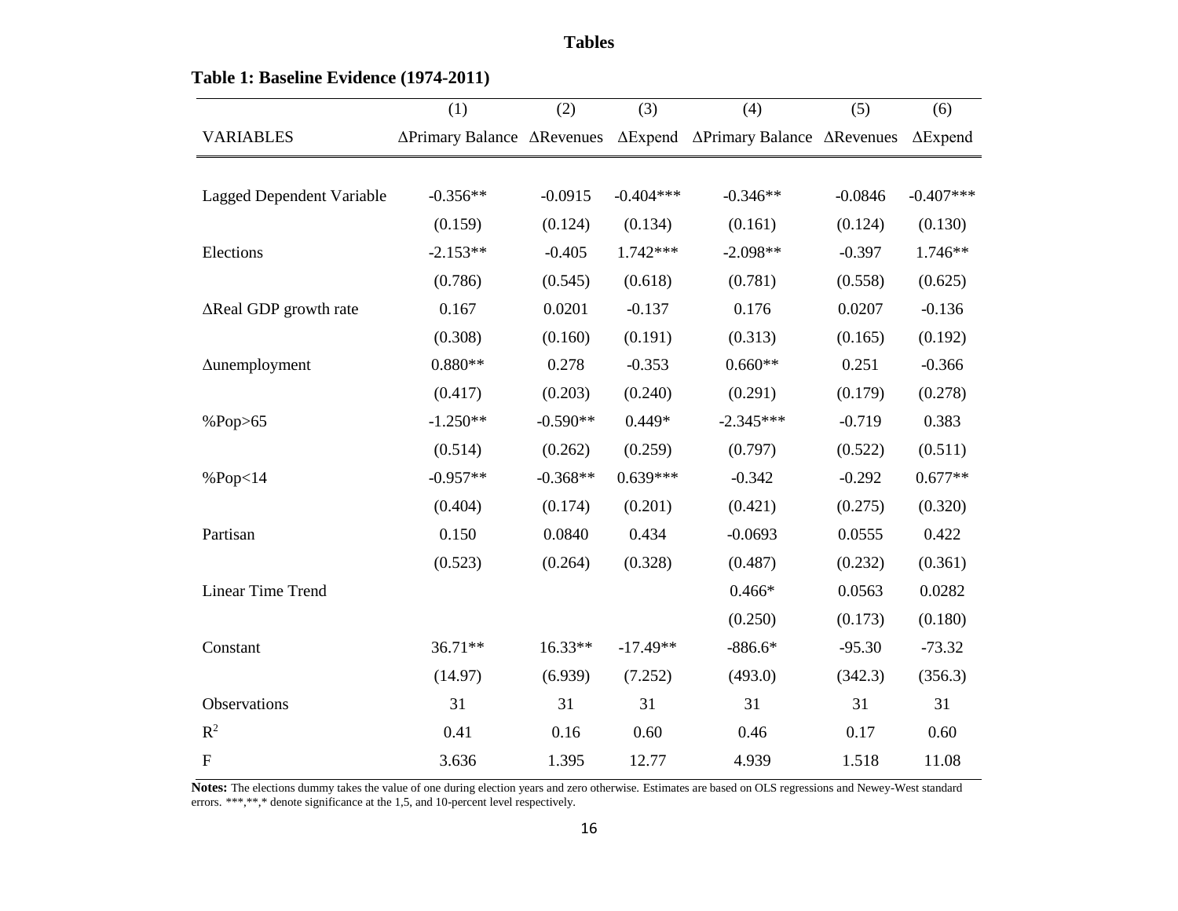# Tables

**Table 1: Baseline Evidence (1974-2011)**

| | (1) | (2) | (3) | (4) | (5) | (6) |
|---|---|---|---|---|---|---|
| VARIABLES | ΔPrimary Balance | ΔRevenues | ΔExpend | ΔPrimary Balance | ΔRevenues | ΔExpend |
| Lagged Dependent Variable | -0.356** | -0.0915 | -0.404*** | -0.346** | -0.0846 | -0.407*** |
| | (0.159) | (0.124) | (0.134) | (0.161) | (0.124) | (0.130) |
| Elections | -2.153** | -0.405 | 1.742*** | -2.098** | -0.397 | 1.746** |
| | (0.786) | (0.545) | (0.618) | (0.781) | (0.558) | (0.625) |
| ΔReal GDP growth rate | 0.167 | 0.0201 | -0.137 | 0.176 | 0.0207 | -0.136 |
| | (0.308) | (0.160) | (0.191) | (0.313) | (0.165) | (0.192) |
| Δunemployment | 0.880** | 0.278 | -0.353 | 0.660** | 0.251 | -0.366 |
| | (0.417) | (0.203) | (0.240) | (0.291) | (0.179) | (0.278) |
| %Pop>65 | -1.250** | -0.590** | 0.449* | -2.345*** | -0.719 | 0.383 |
| | (0.514) | (0.262) | (0.259) | (0.797) | (0.522) | (0.511) |
| %Pop<14 | -0.957** | -0.368** | 0.639*** | -0.342 | -0.292 | 0.677** |
| | (0.404) | (0.174) | (0.201) | (0.421) | (0.275) | (0.320) |
| Partisan | 0.150 | 0.0840 | 0.434 | -0.0693 | 0.0555 | 0.422 |
| | (0.523) | (0.264) | (0.328) | (0.487) | (0.232) | (0.361) |
| Linear Time Trend | | | | 0.466* | 0.0563 | 0.0282 |
| | | | | (0.250) | (0.173) | (0.180) |
| Constant | 36.71** | 16.33** | -17.49** | -886.6* | -95.30 | -73.32 |
| | (14.97) | (6.939) | (7.252) | (493.0) | (342.3) | (356.3) |
| Observations | 31 | 31 | 31 | 31 | 31 | 31 |
| $R^2$ | 0.41 | 0.16 | 0.60 | 0.46 | 0.17 | 0.60 |
| F | 3.636 | 1.395 | 12.77 | 4.939 | 1.518 | 11.08 |

**Notes:** The elections dummy takes the value of one during election years and zero otherwise. Estimates are based on OLS regressions and Newey-West standard errors. ***,**,* denote significance at the 1,5, and 10-percent level respectively.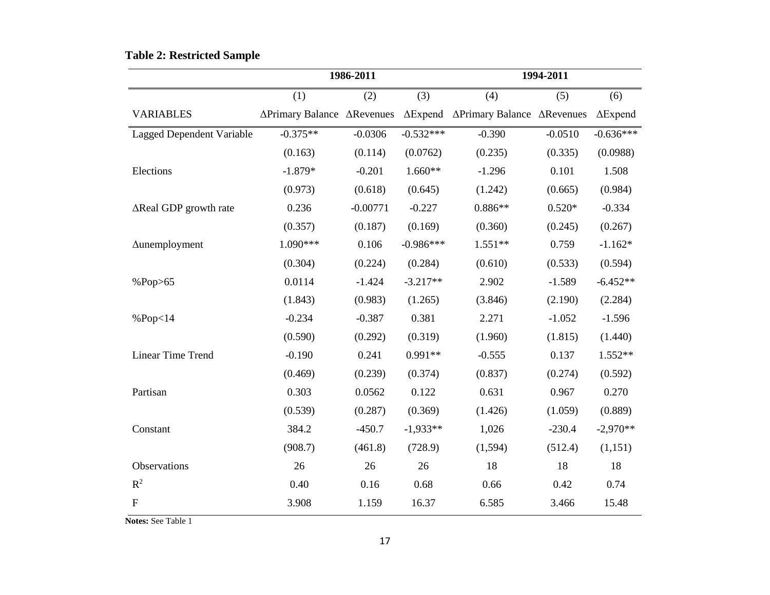**Table 2: Restricted Sample**

| | 1986-2011 | | | 1994-2011 | | |
|---|---|---|---|---|---|---|
| | (1) | (2) | (3) | (4) | (5) | (6) |
| VARIABLES | ΔPrimary Balance | ΔRevenues | ΔExpend | ΔPrimary Balance | ΔRevenues | ΔExpend |
| Lagged Dependent Variable | -0.375** | -0.0306 | -0.532*** | -0.390 | -0.0510 | -0.636*** |
| | (0.163) | (0.114) | (0.0762) | (0.235) | (0.335) | (0.0988) |
| Elections | -1.879* | -0.201 | 1.660** | -1.296 | 0.101 | 1.508 |
| | (0.973) | (0.618) | (0.645) | (1.242) | (0.665) | (0.984) |
| ΔReal GDP growth rate | 0.236 | -0.00771 | -0.227 | 0.886** | 0.520* | -0.334 |
| | (0.357) | (0.187) | (0.169) | (0.360) | (0.245) | (0.267) |
| Δunemployment | 1.090*** | 0.106 | -0.986*** | 1.551** | 0.759 | -1.162* |
| | (0.304) | (0.224) | (0.284) | (0.610) | (0.533) | (0.594) |
| %Pop>65 | 0.0114 | -1.424 | -3.217** | 2.902 | -1.589 | -6.452** |
| | (1.843) | (0.983) | (1.265) | (3.846) | (2.190) | (2.284) |
| %Pop<14 | -0.234 | -0.387 | 0.381 | 2.271 | -1.052 | -1.596 |
| | (0.590) | (0.292) | (0.319) | (1.960) | (1.815) | (1.440) |
| Linear Time Trend | -0.190 | 0.241 | 0.991** | -0.555 | 0.137 | 1.552** |
| | (0.469) | (0.239) | (0.374) | (0.837) | (0.274) | (0.592) |
| Partisan | 0.303 | 0.0562 | 0.122 | 0.631 | 0.967 | 0.270 |
| | (0.539) | (0.287) | (0.369) | (1.426) | (1.059) | (0.889) |
| Constant | 384.2 | -450.7 | -1,933** | 1,026 | -230.4 | -2,970** |
| | (908.7) | (461.8) | (728.9) | (1,594) | (512.4) | (1,151) |
| Observations | 26 | 26 | 26 | 18 | 18 | 18 |
| $R^2$ | 0.40 | 0.16 | 0.68 | 0.66 | 0.42 | 0.74 |
| F | 3.908 | 1.159 | 16.37 | 6.585 | 3.466 | 15.48 |

**Notes:** See Table 1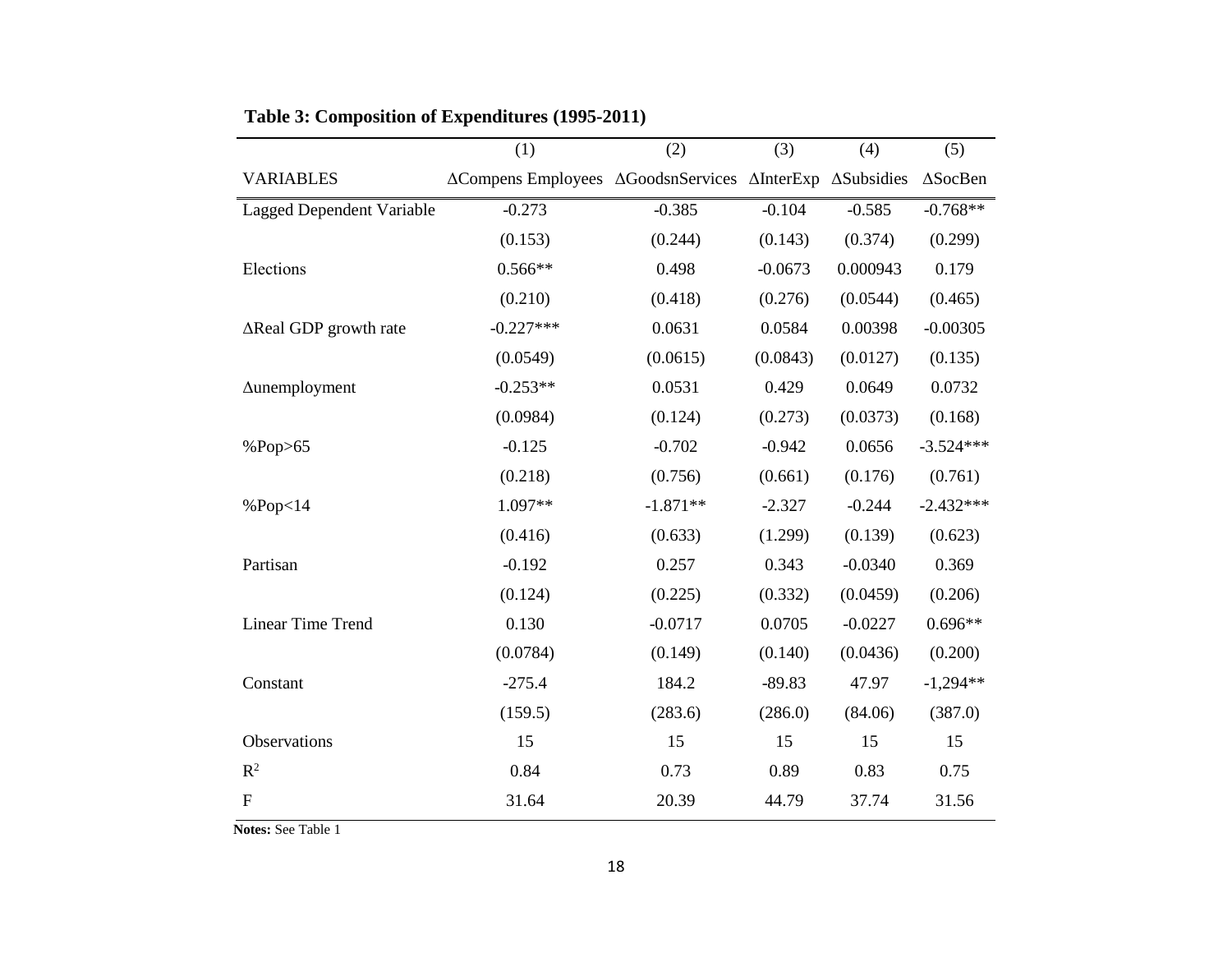**Table 3: Composition of Expenditures (1995-2011)**

| | (1) | (2) | (3) | (4) | (5) |
|---|---|---|---|---|---|
| VARIABLES | ΔCompens Employees | ΔGoodsnServices | ΔInterExp | ΔSubsidies | ΔSocBen |
| Lagged Dependent Variable | -0.273 | -0.385 | -0.104 | -0.585 | -0.768** |
| | (0.153) | (0.244) | (0.143) | (0.374) | (0.299) |
| Elections | 0.566** | 0.498 | -0.0673 | 0.000943 | 0.179 |
| | (0.210) | (0.418) | (0.276) | (0.0544) | (0.465) |
| ΔReal GDP growth rate | -0.227*** | 0.0631 | 0.0584 | 0.00398 | -0.00305 |
| | (0.0549) | (0.0615) | (0.0843) | (0.0127) | (0.135) |
| Δunemployment | -0.253** | 0.0531 | 0.429 | 0.0649 | 0.0732 |
| | (0.0984) | (0.124) | (0.273) | (0.0373) | (0.168) |
| %Pop>65 | -0.125 | -0.702 | -0.942 | 0.0656 | -3.524*** |
| | (0.218) | (0.756) | (0.661) | (0.176) | (0.761) |
| %Pop<14 | 1.097** | -1.871** | -2.327 | -0.244 | -2.432*** |
| | (0.416) | (0.633) | (1.299) | (0.139) | (0.623) |
| Partisan | -0.192 | 0.257 | 0.343 | -0.0340 | 0.369 |
| | (0.124) | (0.225) | (0.332) | (0.0459) | (0.206) |
| Linear Time Trend | 0.130 | -0.0717 | 0.0705 | -0.0227 | 0.696** |
| | (0.0784) | (0.149) | (0.140) | (0.0436) | (0.200) |
| Constant | -275.4 | 184.2 | -89.83 | 47.97 | -1,294** |
| | (159.5) | (283.6) | (286.0) | (84.06) | (387.0) |
| Observations | 15 | 15 | 15 | 15 | 15 |
| $R^2$ | 0.84 | 0.73 | 0.89 | 0.83 | 0.75 |
| F | 31.64 | 20.39 | 44.79 | 37.74 | 31.56 |

**Notes:** See Table 1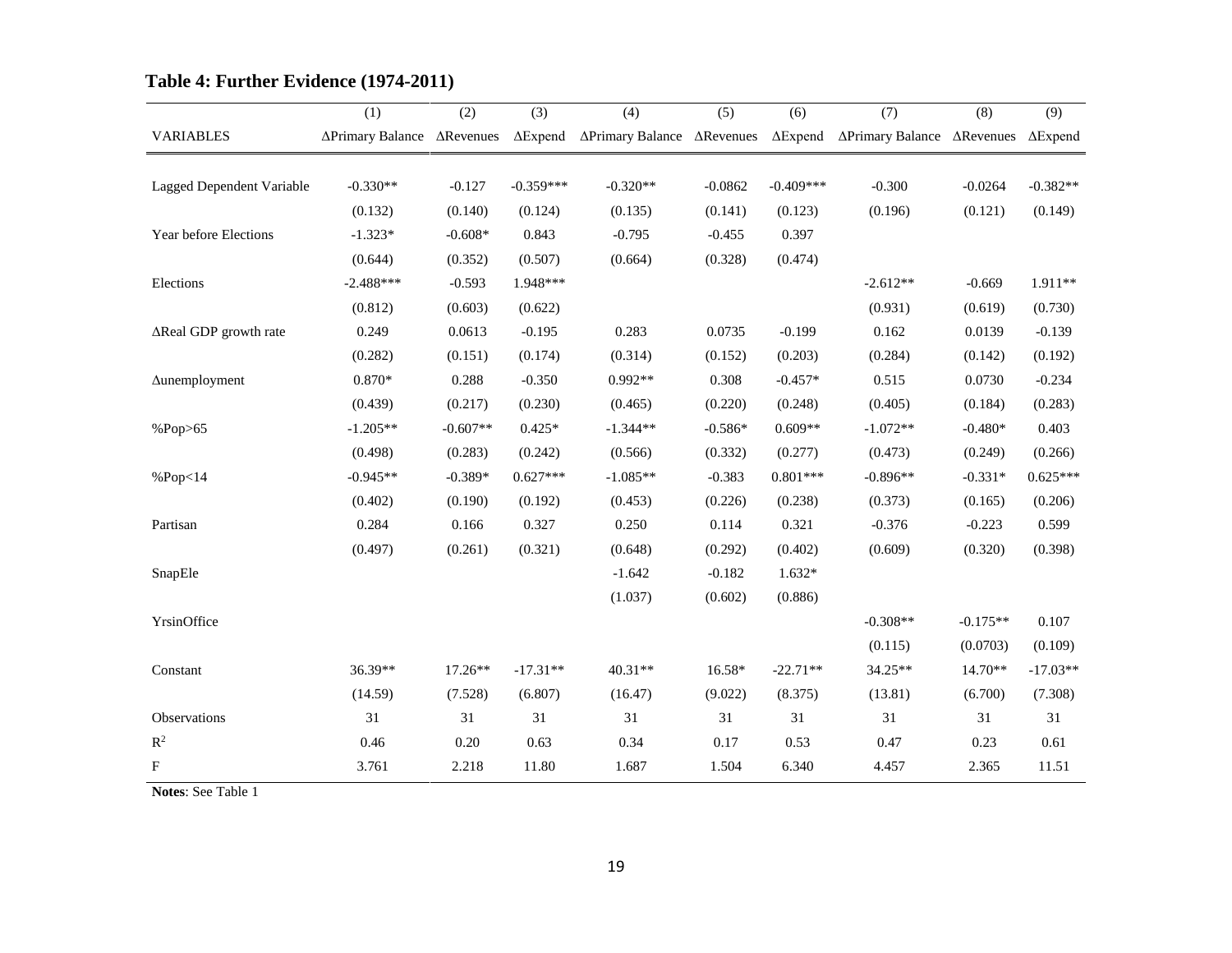**Table 4: Further Evidence (1974-2011)**

| | (1) | (2) | (3) | (4) | (5) | (6) | (7) | (8) | (9) |
|---|---|---|---|---|---|---|---|---|---|
| VARIABLES | ΔPrimary Balance | ΔRevenues | ΔExpend | ΔPrimary Balance | ΔRevenues | ΔExpend | ΔPrimary Balance | ΔRevenues | ΔExpend |
| Lagged Dependent Variable | -0.330** | -0.127 | -0.359*** | -0.320** | -0.0862 | -0.409*** | -0.300 | -0.0264 | -0.382** |
| | (0.132) | (0.140) | (0.124) | (0.135) | (0.141) | (0.123) | (0.196) | (0.121) | (0.149) |
| Year before Elections | -1.323* | -0.608* | 0.843 | -0.795 | -0.455 | 0.397 | | | |
| | (0.644) | (0.352) | (0.507) | (0.664) | (0.328) | (0.474) | | | |
| Elections | -2.488*** | -0.593 | 1.948*** | | | | -2.612** | -0.669 | 1.911** |
| | (0.812) | (0.603) | (0.622) | | | | (0.931) | (0.619) | (0.730) |
| ΔReal GDP growth rate | 0.249 | 0.0613 | -0.195 | 0.283 | 0.0735 | -0.199 | 0.162 | 0.0139 | -0.139 |
| | (0.282) | (0.151) | (0.174) | (0.314) | (0.152) | (0.203) | (0.284) | (0.142) | (0.192) |
| Δunemployment | 0.870* | 0.288 | -0.350 | 0.992** | 0.308 | -0.457* | 0.515 | 0.0730 | -0.234 |
| | (0.439) | (0.217) | (0.230) | (0.465) | (0.220) | (0.248) | (0.405) | (0.184) | (0.283) |
| %Pop>65 | -1.205** | -0.607** | 0.425* | -1.344** | -0.586* | 0.609** | -1.072** | -0.480* | 0.403 |
| | (0.498) | (0.283) | (0.242) | (0.566) | (0.332) | (0.277) | (0.473) | (0.249) | (0.266) |
| %Pop<14 | -0.945** | -0.389* | 0.627*** | -1.085** | -0.383 | 0.801*** | -0.896** | -0.331* | 0.625*** |
| | (0.402) | (0.190) | (0.192) | (0.453) | (0.226) | (0.238) | (0.373) | (0.165) | (0.206) |
| Partisan | 0.284 | 0.166 | 0.327 | 0.250 | 0.114 | 0.321 | -0.376 | -0.223 | 0.599 |
| | (0.497) | (0.261) | (0.321) | (0.648) | (0.292) | (0.402) | (0.609) | (0.320) | (0.398) |
| SnapEle | | | | -1.642 | -0.182 | 1.632* | | | |
| | | | | (1.037) | (0.602) | (0.886) | | | |
| YrsinOffice | | | | | | | -0.308** | -0.175** | 0.107 |
| | | | | | | | (0.115) | (0.0703) | (0.109) |
| Constant | 36.39** | 17.26** | -17.31** | 40.31** | 16.58* | -22.71** | 34.25** | 14.70** | -17.03** |
| | (14.59) | (7.528) | (6.807) | (16.47) | (9.022) | (8.375) | (13.81) | (6.700) | (7.308) |
| Observations | 31 | 31 | 31 | 31 | 31 | 31 | 31 | 31 | 31 |
| $R^2$ | 0.46 | 0.20 | 0.63 | 0.34 | 0.17 | 0.53 | 0.47 | 0.23 | 0.61 |
| F | 3.761 | 2.218 | 11.80 | 1.687 | 1.504 | 6.340 | 4.457 | 2.365 | 11.51 |

**Notes**: See Table 1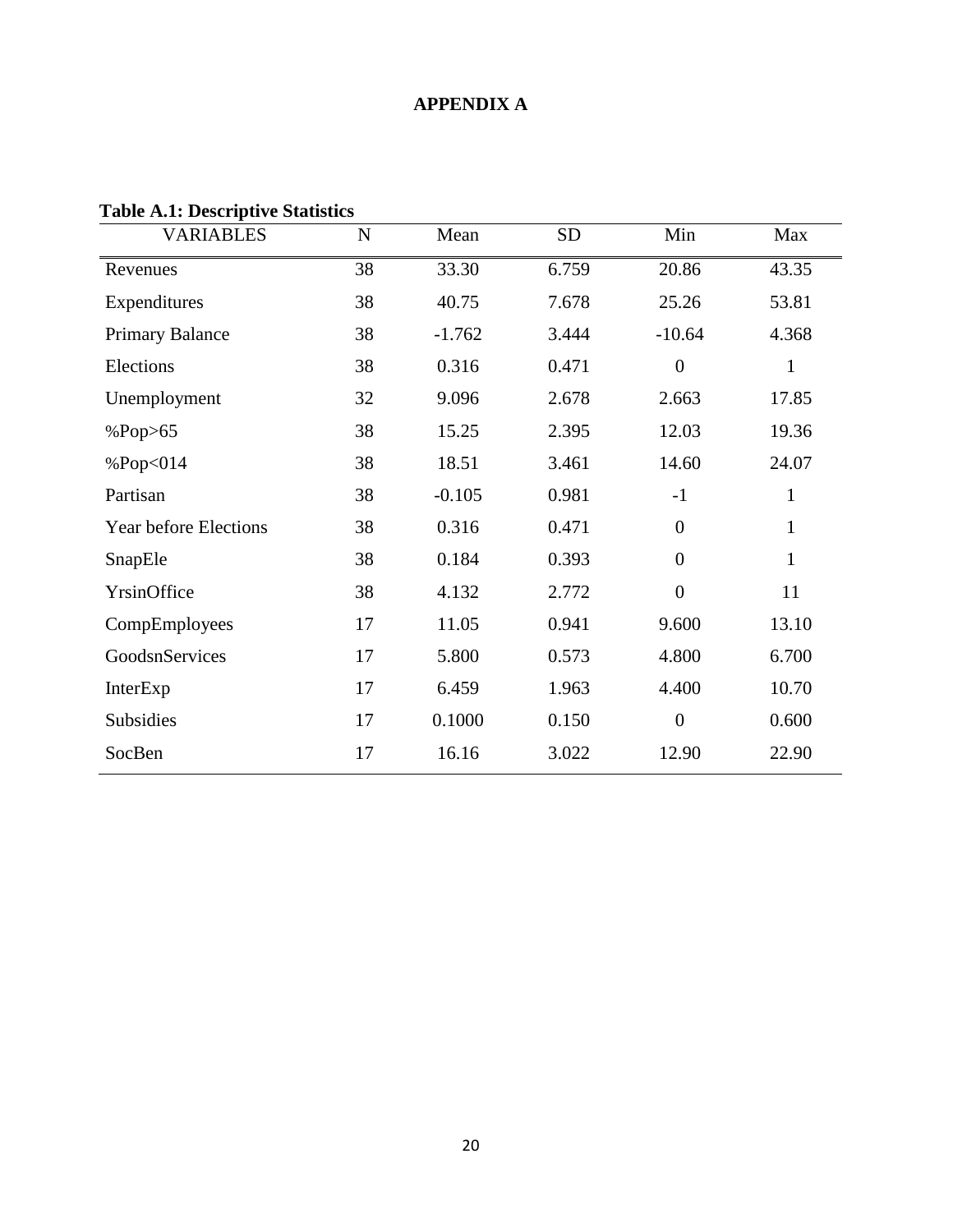**APPENDIX A**

**Table A.1: Descriptive Statistics**

| VARIABLES | N | Mean | SD | Min | Max |
|---|---|---|---|---|---|
| Revenues | 38 | 33.30 | 6.759 | 20.86 | 43.35 |
| Expenditures | 38 | 40.75 | 7.678 | 25.26 | 53.81 |
| Primary Balance | 38 | -1.762 | 3.444 | -10.64 | 4.368 |
| Elections | 38 | 0.316 | 0.471 | 0 | 1 |
| Unemployment | 32 | 9.096 | 2.678 | 2.663 | 17.85 |
| %Pop>65 | 38 | 15.25 | 2.395 | 12.03 | 19.36 |
| %Pop<014 | 38 | 18.51 | 3.461 | 14.60 | 24.07 |
| Partisan | 38 | -0.105 | 0.981 | -1 | 1 |
| Year before Elections | 38 | 0.316 | 0.471 | 0 | 1 |
| SnapEle | 38 | 0.184 | 0.393 | 0 | 1 |
| YrsinOffice | 38 | 4.132 | 2.772 | 0 | 11 |
| CompEmployees | 17 | 11.05 | 0.941 | 9.600 | 13.10 |
| GoodsnServices | 17 | 5.800 | 0.573 | 4.800 | 6.700 |
| InterExp | 17 | 6.459 | 1.963 | 4.400 | 10.70 |
| Subsidies | 17 | 0.1000 | 0.150 | 0 | 0.600 |
| SocBen | 17 | 16.16 | 3.022 | 12.90 | 22.90 |